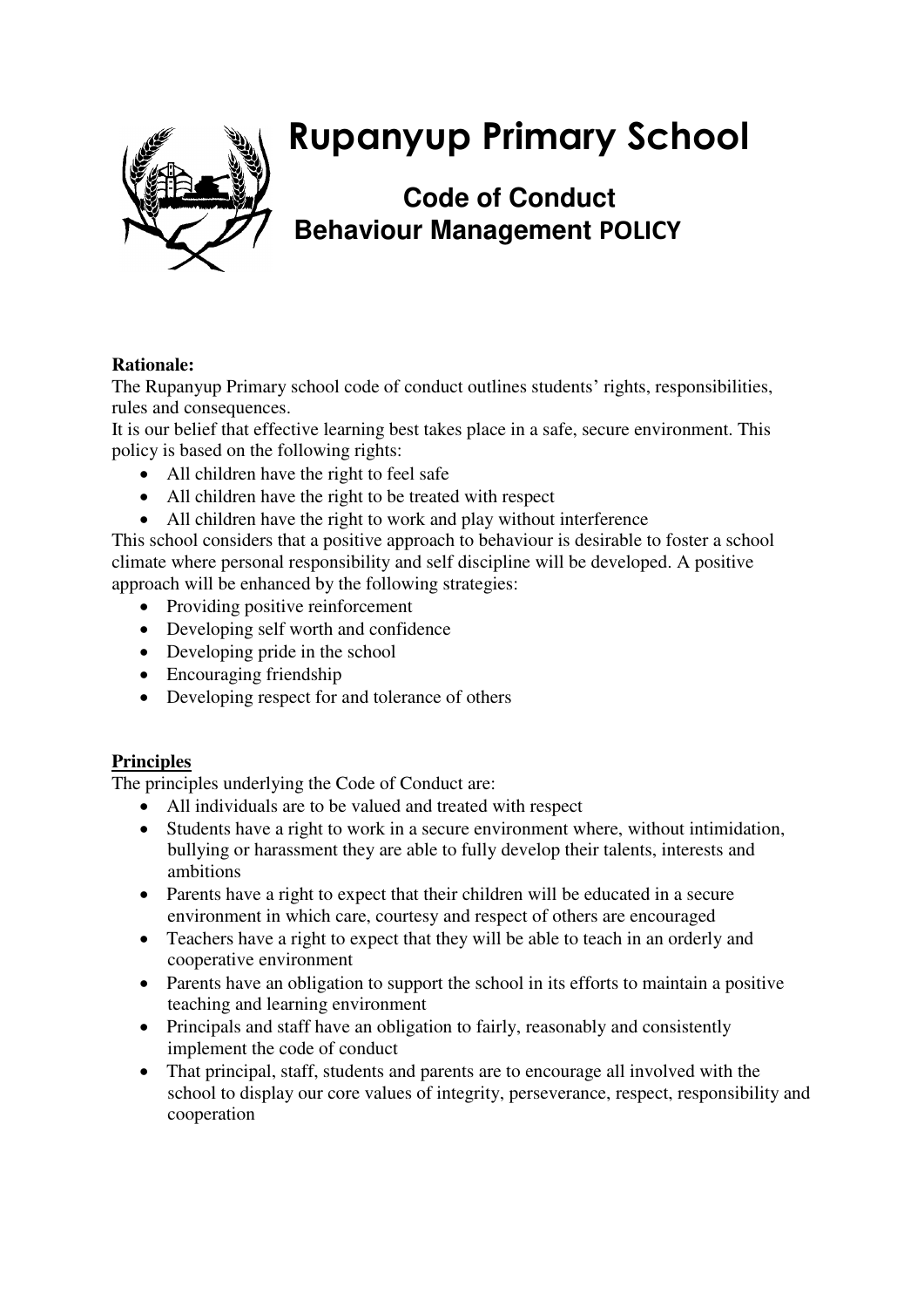# Rupanyup Primary School

## Code of Conduct
## Behaviour Management POLICY

**Rationale:**
The Rupanyup Primary school code of conduct outlines students' rights, responsibilities, rules and consequences.
It is our belief that effective learning best takes place in a safe, secure environment. This policy is based on the following rights:

- All children have the right to feel safe
- All children have the right to be treated with respect
- All children have the right to work and play without interference

This school considers that a positive approach to behaviour is desirable to foster a school climate where personal responsibility and self discipline will be developed. A positive approach will be enhanced by the following strategies:

- Providing positive reinforcement
- Developing self worth and confidence
- Developing pride in the school
- Encouraging friendship
- Developing respect for and tolerance of others

**Principles**
The principles underlying the Code of Conduct are:

- All individuals are to be valued and treated with respect
- Students have a right to work in a secure environment where, without intimidation, bullying or harassment they are able to fully develop their talents, interests and ambitions
- Parents have a right to expect that their children will be educated in a secure environment in which care, courtesy and respect of others are encouraged
- Teachers have a right to expect that they will be able to teach in an orderly and cooperative environment
- Parents have an obligation to support the school in its efforts to maintain a positive teaching and learning environment
- Principals and staff have an obligation to fairly, reasonably and consistently implement the code of conduct
- That principal, staff, students and parents are to encourage all involved with the school to display our core values of integrity, perseverance, respect, responsibility and cooperation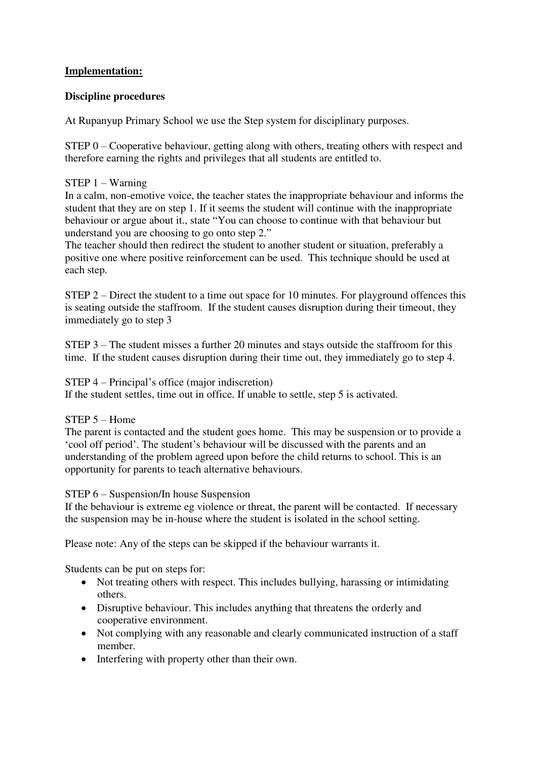**<u>Implementation:</u>**

**Discipline procedures**

At Rupanyup Primary School we use the Step system for disciplinary purposes.

STEP 0 – Cooperative behaviour, getting along with others, treating others with respect and therefore earning the rights and privileges that all students are entitled to.

STEP 1 – Warning
In a calm, non-emotive voice, the teacher states the inappropriate behaviour and informs the student that they are on step 1. If it seems the student will continue with the inappropriate behaviour or argue about it., state "You can choose to continue with that behaviour but understand you are choosing to go onto step 2."
The teacher should then redirect the student to another student or situation, preferably a positive one where positive reinforcement can be used. This technique should be used at each step.

STEP 2 – Direct the student to a time out space for 10 minutes. For playground offences this is seating outside the staffroom. If the student causes disruption during their timeout, they immediately go to step 3

STEP 3 – The student misses a further 20 minutes and stays outside the staffroom for this time. If the student causes disruption during their time out, they immediately go to step 4.

STEP 4 – Principal's office (major indiscretion)
If the student settles, time out in office. If unable to settle, step 5 is activated.

STEP 5 – Home
The parent is contacted and the student goes home. This may be suspension or to provide a 'cool off period'. The student's behaviour will be discussed with the parents and an understanding of the problem agreed upon before the child returns to school. This is an opportunity for parents to teach alternative behaviours.

STEP 6 – Suspension/In house Suspension
If the behaviour is extreme eg violence or threat, the parent will be contacted. If necessary the suspension may be in-house where the student is isolated in the school setting.

Please note: Any of the steps can be skipped if the behaviour warrants it.

Students can be put on steps for:

- Not treating others with respect. This includes bullying, harassing or intimidating others.
- Disruptive behaviour. This includes anything that threatens the orderly and cooperative environment.
- Not complying with any reasonable and clearly communicated instruction of a staff member.
- Interfering with property other than their own.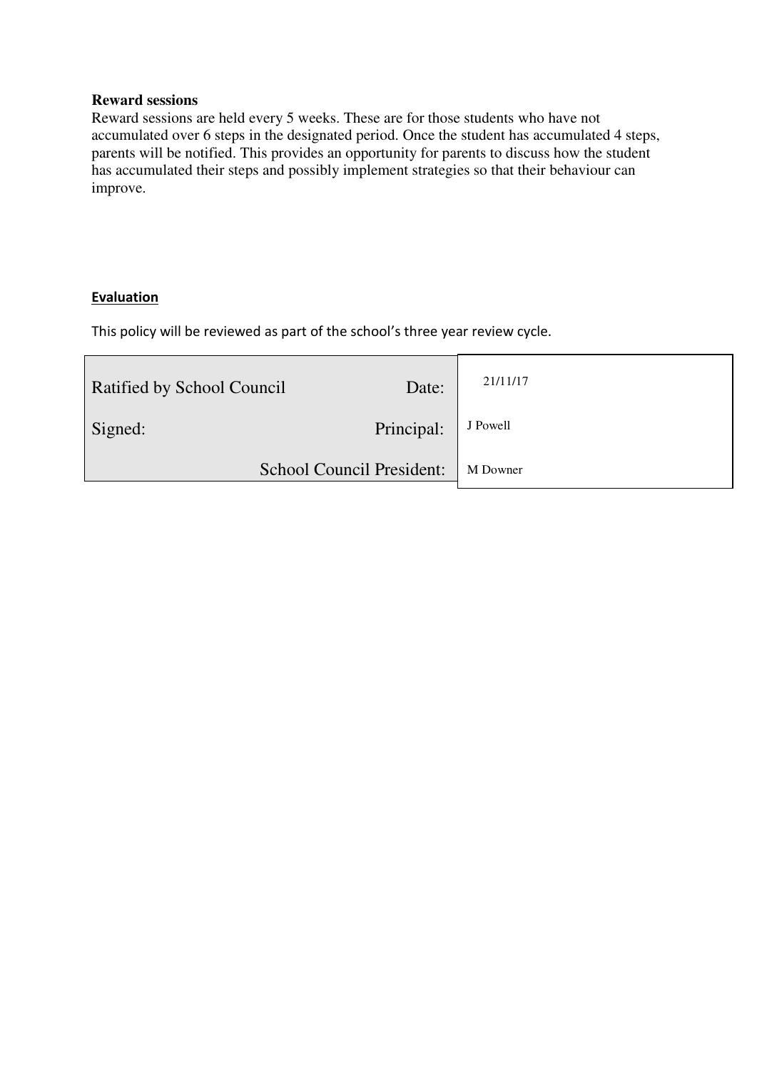**Reward sessions**

Reward sessions are held every 5 weeks. These are for those students who have not accumulated over 6 steps in the designated period. Once the student has accumulated 4 steps, parents will be notified. This provides an opportunity for parents to discuss how the student has accumulated their steps and possibly implement strategies so that their behaviour can improve.

**Evaluation**

This policy will be reviewed as part of the school's three year review cycle.

| | | |
|---|---|---|
| Ratified by School Council | Date: | 21/11/17 |
| Signed: | Principal: | J Powell |
| | School Council President: | M Downer |